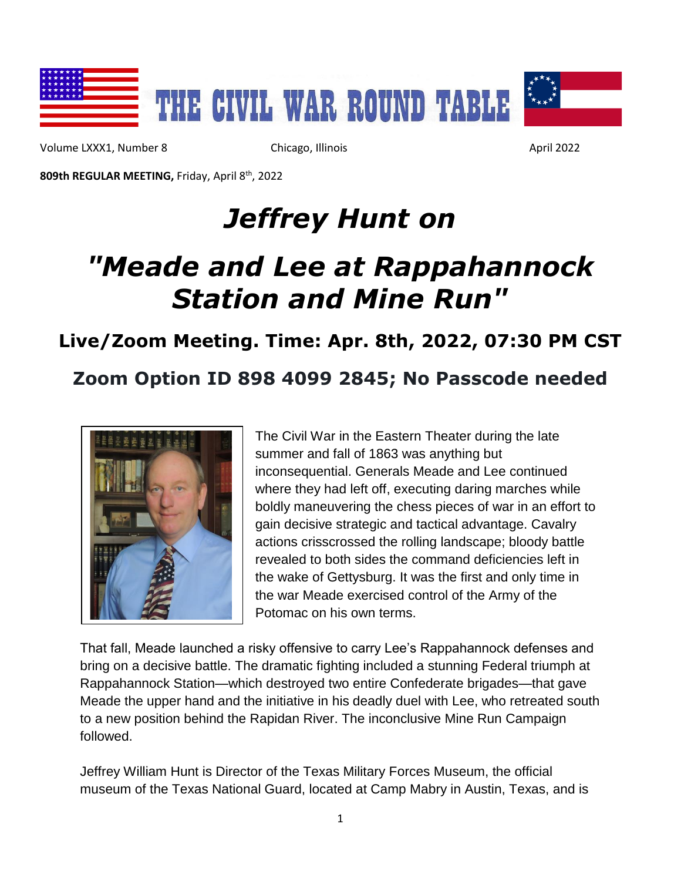# THE CIVIL WAR ROUND TABLE

Volume LXXX1, Number 8 | Chicago, Illinois | April 2022

**809th REGULAR MEETING,** Friday, April 8th, 2022

# *Jeffrey Hunt on*

# *"Meade and Lee at Rappahannock Station and Mine Run"*

## Live/Zoom Meeting. Time: Apr. 8th, 2022, 07:30 PM CST

## Zoom Option ID 898 4099 2845; No Passcode needed

The Civil War in the Eastern Theater during the late summer and fall of 1863 was anything but inconsequential. Generals Meade and Lee continued where they had left off, executing daring marches while boldly maneuvering the chess pieces of war in an effort to gain decisive strategic and tactical advantage. Cavalry actions crisscrossed the rolling landscape; bloody battle revealed to both sides the command deficiencies left in the wake of Gettysburg. It was the first and only time in the war Meade exercised control of the Army of the Potomac on his own terms.

That fall, Meade launched a risky offensive to carry Lee's Rappahannock defenses and bring on a decisive battle. The dramatic fighting included a stunning Federal triumph at Rappahannock Station—which destroyed two entire Confederate brigades—that gave Meade the upper hand and the initiative in his deadly duel with Lee, who retreated south to a new position behind the Rapidan River. The inconclusive Mine Run Campaign followed.

Jeffrey William Hunt is Director of the Texas Military Forces Museum, the official museum of the Texas National Guard, located at Camp Mabry in Austin, Texas, and is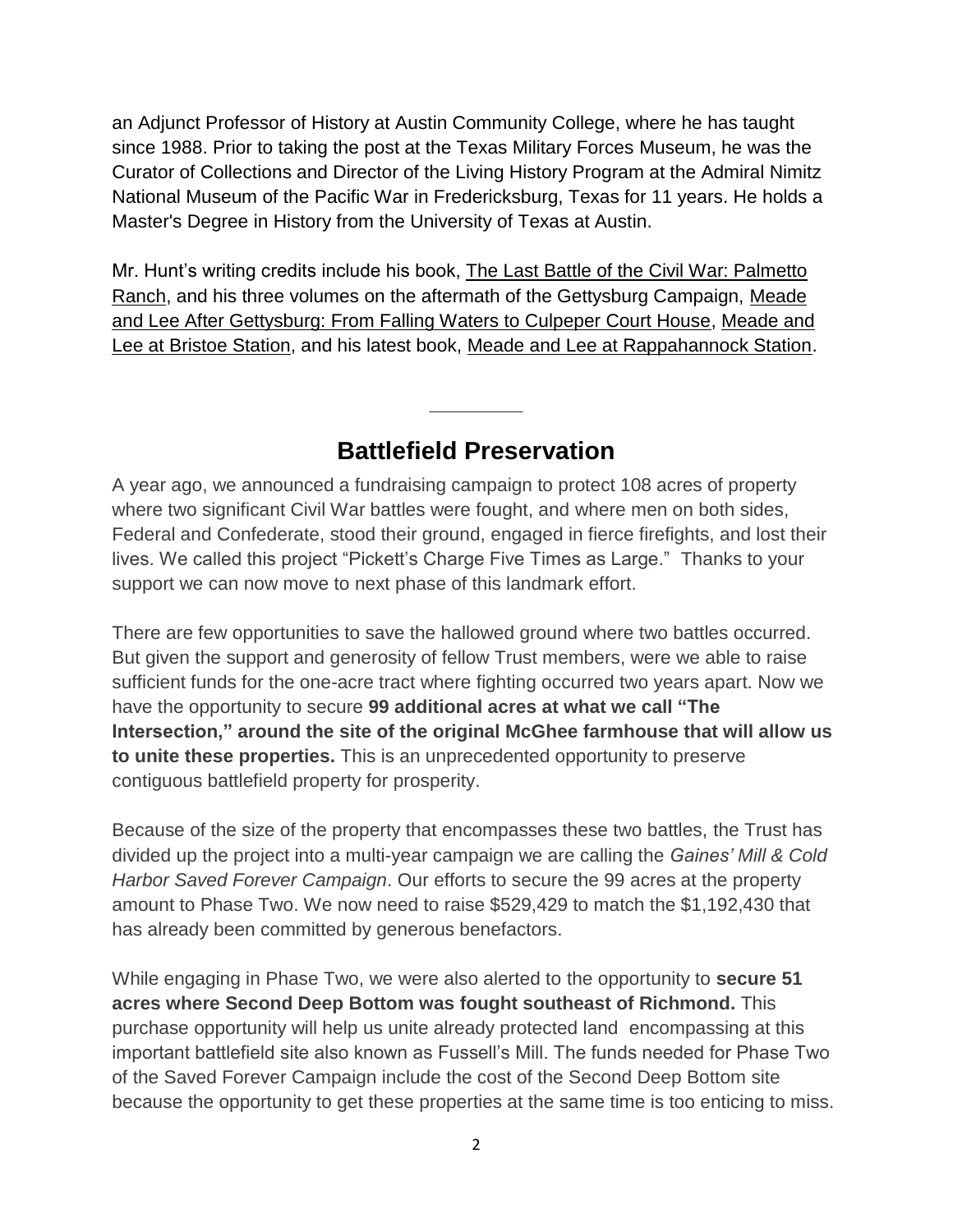an Adjunct Professor of History at Austin Community College, where he has taught since 1988. Prior to taking the post at the Texas Military Forces Museum, he was the Curator of Collections and Director of the Living History Program at the Admiral Nimitz National Museum of the Pacific War in Fredericksburg, Texas for 11 years. He holds a Master's Degree in History from the University of Texas at Austin.

Mr. Hunt's writing credits include his book, The Last Battle of the Civil War: Palmetto Ranch, and his three volumes on the aftermath of the Gettysburg Campaign, Meade and Lee After Gettysburg: From Falling Waters to Culpeper Court House, Meade and Lee at Bristoe Station, and his latest book, Meade and Lee at Rappahannock Station.

---

## Battlefield Preservation

A year ago, we announced a fundraising campaign to protect 108 acres of property where two significant Civil War battles were fought, and where men on both sides, Federal and Confederate, stood their ground, engaged in fierce firefights, and lost their lives. We called this project "Pickett's Charge Five Times as Large." Thanks to your support we can now move to next phase of this landmark effort.

There are few opportunities to save the hallowed ground where two battles occurred. But given the support and generosity of fellow Trust members, were we able to raise sufficient funds for the one-acre tract where fighting occurred two years apart. Now we have the opportunity to secure **99 additional acres at what we call "The Intersection," around the site of the original McGhee farmhouse that will allow us to unite these properties.** This is an unprecedented opportunity to preserve contiguous battlefield property for prosperity.

Because of the size of the property that encompasses these two battles, the Trust has divided up the project into a multi-year campaign we are calling the *Gaines' Mill & Cold Harbor Saved Forever Campaign*. Our efforts to secure the 99 acres at the property amount to Phase Two. We now need to raise $529,429 to match the $1,192,430 that has already been committed by generous benefactors.

While engaging in Phase Two, we were also alerted to the opportunity to **secure 51 acres where Second Deep Bottom was fought southeast of Richmond.** This purchase opportunity will help us unite already protected land encompassing at this important battlefield site also known as Fussell's Mill. The funds needed for Phase Two of the Saved Forever Campaign include the cost of the Second Deep Bottom site because the opportunity to get these properties at the same time is too enticing to miss.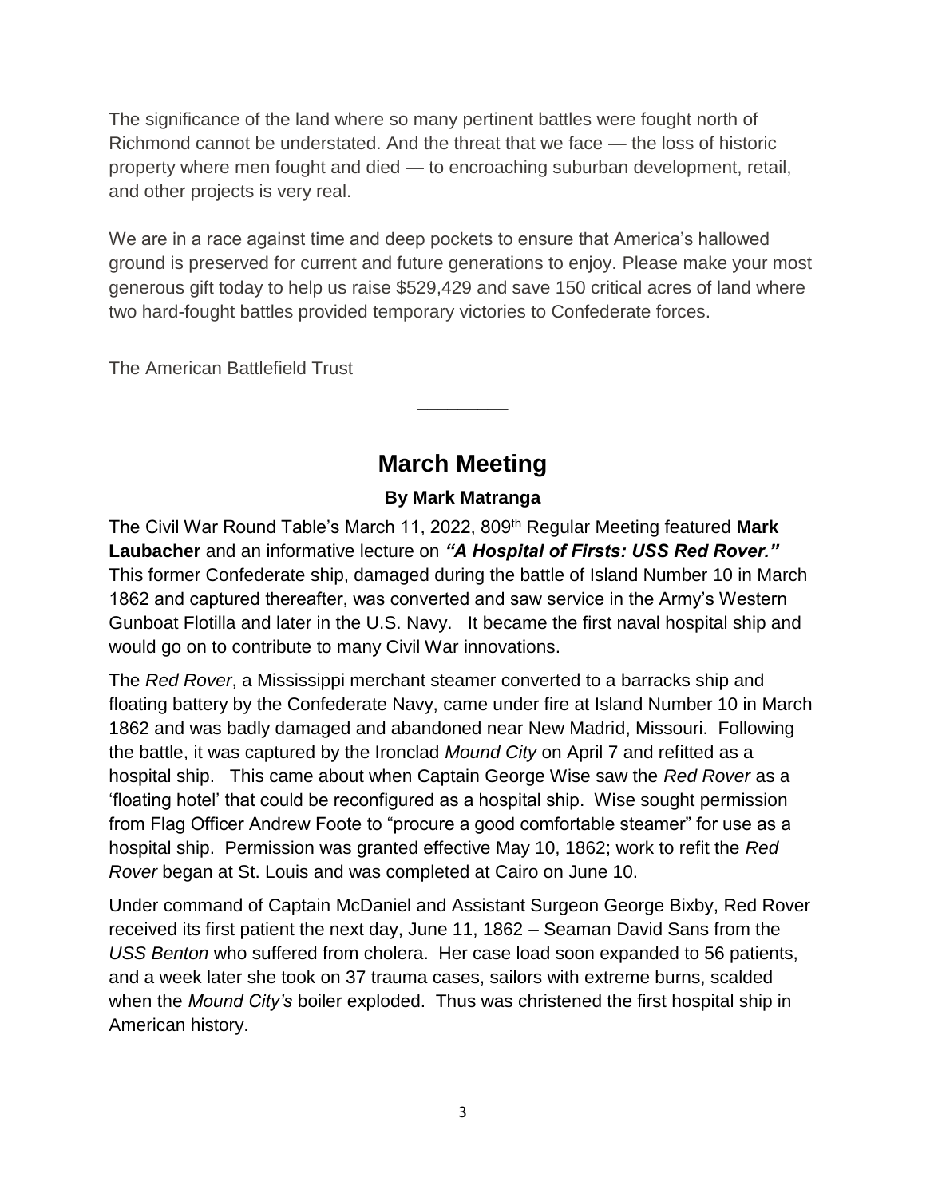The significance of the land where so many pertinent battles were fought north of Richmond cannot be understated. And the threat that we face — the loss of historic property where men fought and died — to encroaching suburban development, retail, and other projects is very real.

We are in a race against time and deep pockets to ensure that America's hallowed ground is preserved for current and future generations to enjoy. Please make your most generous gift today to help us raise $529,429 and save 150 critical acres of land where two hard-fought battles provided temporary victories to Confederate forces.

The American Battlefield Trust

---

## March Meeting

### By Mark Matranga

The Civil War Round Table's March 11, 2022, 809th Regular Meeting featured **Mark Laubacher** and an informative lecture on ***"A Hospital of Firsts: USS Red Rover."*** This former Confederate ship, damaged during the battle of Island Number 10 in March 1862 and captured thereafter, was converted and saw service in the Army's Western Gunboat Flotilla and later in the U.S. Navy. It became the first naval hospital ship and would go on to contribute to many Civil War innovations.

The *Red Rover*, a Mississippi merchant steamer converted to a barracks ship and floating battery by the Confederate Navy, came under fire at Island Number 10 in March 1862 and was badly damaged and abandoned near New Madrid, Missouri. Following the battle, it was captured by the Ironclad *Mound City* on April 7 and refitted as a hospital ship. This came about when Captain George Wise saw the *Red Rover* as a 'floating hotel' that could be reconfigured as a hospital ship. Wise sought permission from Flag Officer Andrew Foote to "procure a good comfortable steamer" for use as a hospital ship. Permission was granted effective May 10, 1862; work to refit the *Red Rover* began at St. Louis and was completed at Cairo on June 10.

Under command of Captain McDaniel and Assistant Surgeon George Bixby, Red Rover received its first patient the next day, June 11, 1862 – Seaman David Sans from the *USS Benton* who suffered from cholera. Her case load soon expanded to 56 patients, and a week later she took on 37 trauma cases, sailors with extreme burns, scalded when the *Mound City's* boiler exploded. Thus was christened the first hospital ship in American history.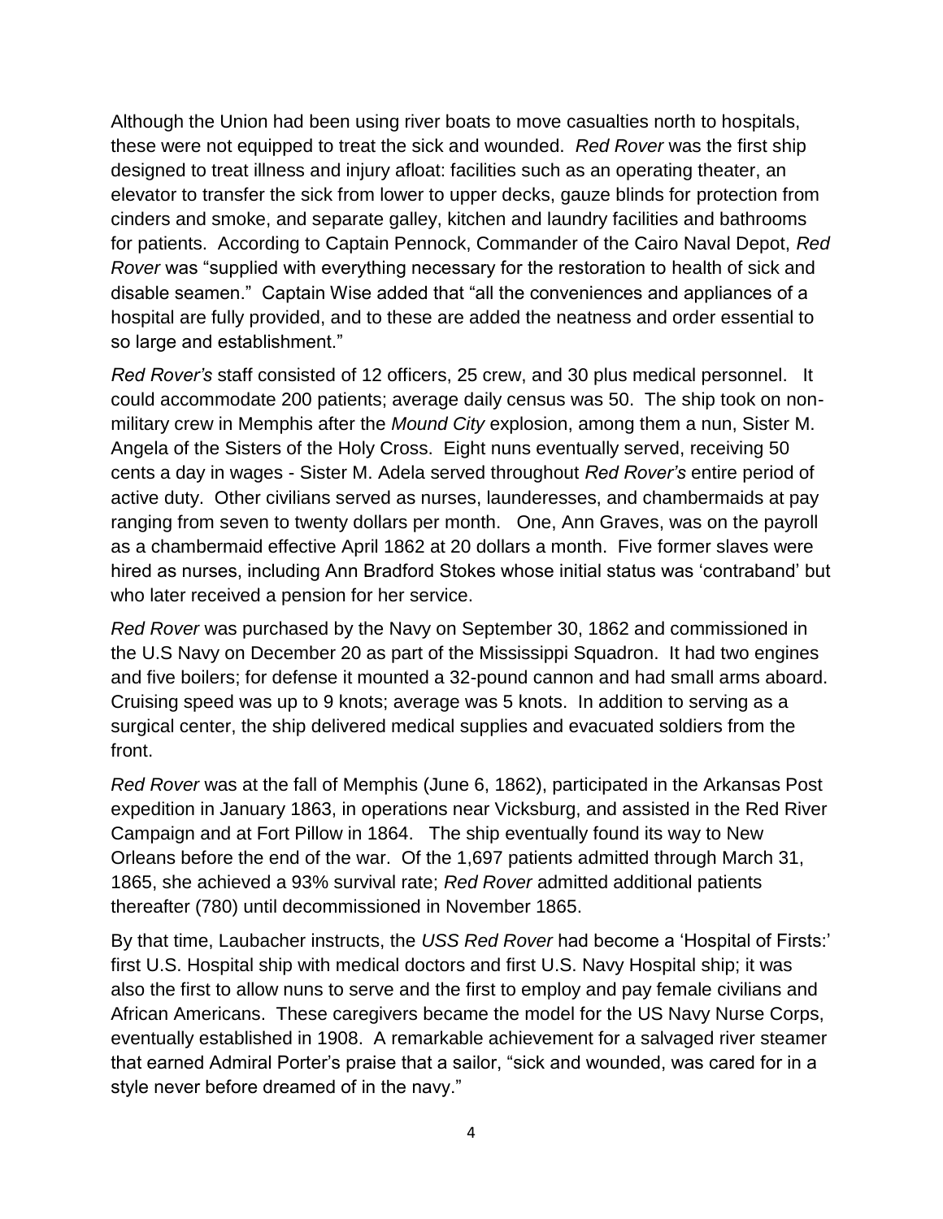Although the Union had been using river boats to move casualties north to hospitals, these were not equipped to treat the sick and wounded. *Red Rover* was the first ship designed to treat illness and injury afloat: facilities such as an operating theater, an elevator to transfer the sick from lower to upper decks, gauze blinds for protection from cinders and smoke, and separate galley, kitchen and laundry facilities and bathrooms for patients. According to Captain Pennock, Commander of the Cairo Naval Depot, *Red Rover* was "supplied with everything necessary for the restoration to health of sick and disable seamen." Captain Wise added that "all the conveniences and appliances of a hospital are fully provided, and to these are added the neatness and order essential to so large and establishment."

*Red Rover's* staff consisted of 12 officers, 25 crew, and 30 plus medical personnel. It could accommodate 200 patients; average daily census was 50. The ship took on non-military crew in Memphis after the *Mound City* explosion, among them a nun, Sister M. Angela of the Sisters of the Holy Cross. Eight nuns eventually served, receiving 50 cents a day in wages - Sister M. Adela served throughout *Red Rover's* entire period of active duty. Other civilians served as nurses, launderesses, and chambermaids at pay ranging from seven to twenty dollars per month. One, Ann Graves, was on the payroll as a chambermaid effective April 1862 at 20 dollars a month. Five former slaves were hired as nurses, including Ann Bradford Stokes whose initial status was 'contraband' but who later received a pension for her service.

*Red Rover* was purchased by the Navy on September 30, 1862 and commissioned in the U.S Navy on December 20 as part of the Mississippi Squadron. It had two engines and five boilers; for defense it mounted a 32-pound cannon and had small arms aboard. Cruising speed was up to 9 knots; average was 5 knots. In addition to serving as a surgical center, the ship delivered medical supplies and evacuated soldiers from the front.

*Red Rover* was at the fall of Memphis (June 6, 1862), participated in the Arkansas Post expedition in January 1863, in operations near Vicksburg, and assisted in the Red River Campaign and at Fort Pillow in 1864. The ship eventually found its way to New Orleans before the end of the war. Of the 1,697 patients admitted through March 31, 1865, she achieved a 93% survival rate; *Red Rover* admitted additional patients thereafter (780) until decommissioned in November 1865.

By that time, Laubacher instructs, the *USS Red Rover* had become a 'Hospital of Firsts:' first U.S. Hospital ship with medical doctors and first U.S. Navy Hospital ship; it was also the first to allow nuns to serve and the first to employ and pay female civilians and African Americans. These caregivers became the model for the US Navy Nurse Corps, eventually established in 1908. A remarkable achievement for a salvaged river steamer that earned Admiral Porter's praise that a sailor, "sick and wounded, was cared for in a style never before dreamed of in the navy."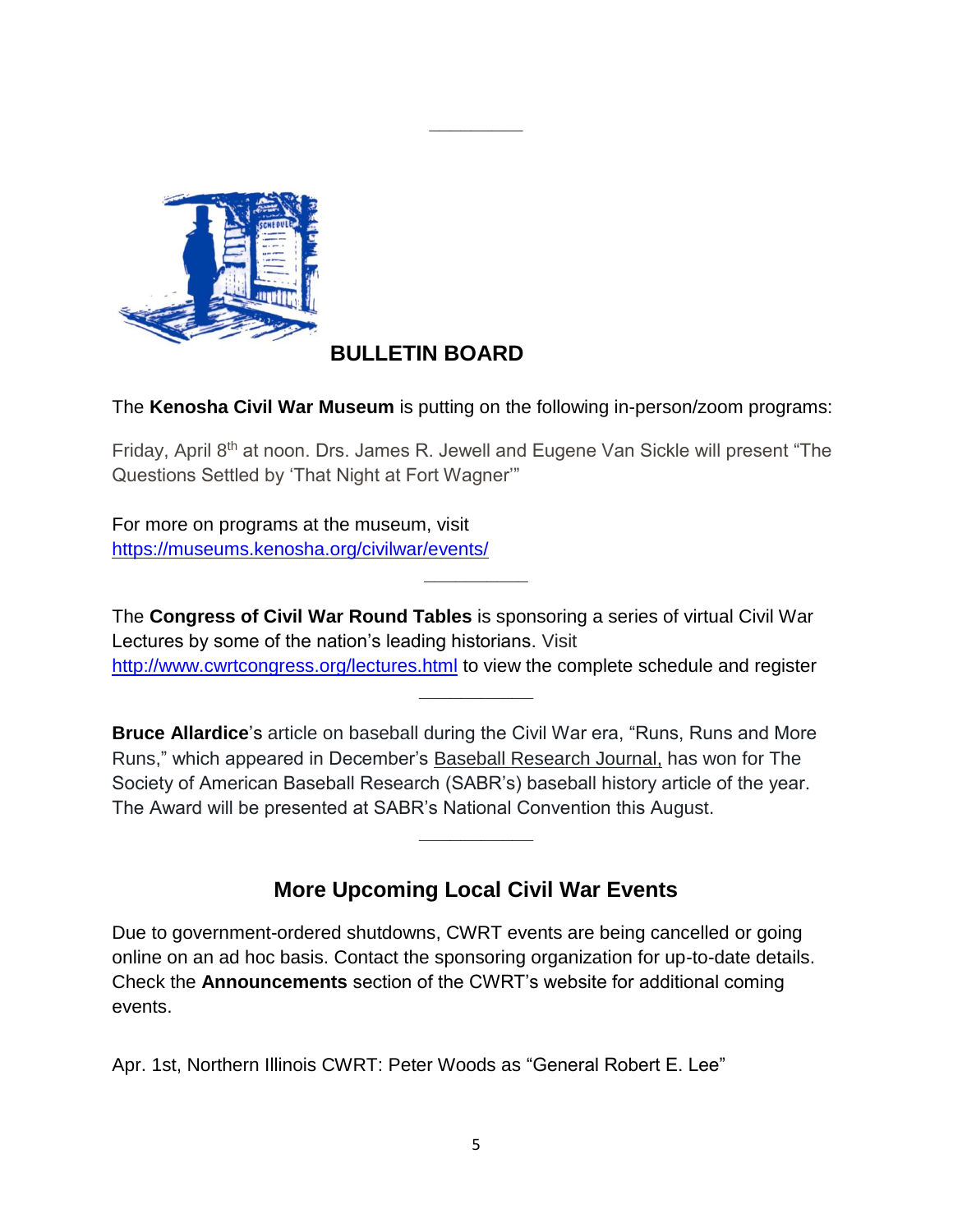## BULLETIN BOARD

The **Kenosha Civil War Museum** is putting on the following in-person/zoom programs:

Friday, April 8th at noon. Drs. James R. Jewell and Eugene Van Sickle will present "The Questions Settled by 'That Night at Fort Wagner'"

For more on programs at the museum, visit https://museums.kenosha.org/civilwar/events/

---

The **Congress of Civil War Round Tables** is sponsoring a series of virtual Civil War Lectures by some of the nation's leading historians. Visit http://www.cwrtcongress.org/lectures.html to view the complete schedule and register

---

**Bruce Allardice**'s article on baseball during the Civil War era, "Runs, Runs and More Runs," which appeared in December's Baseball Research Journal, has won for The Society of American Baseball Research (SABR's) baseball history article of the year. The Award will be presented at SABR's National Convention this August.

---

## More Upcoming Local Civil War Events

Due to government-ordered shutdowns, CWRT events are being cancelled or going online on an ad hoc basis. Contact the sponsoring organization for up-to-date details. Check the **Announcements** section of the CWRT's website for additional coming events.

Apr. 1st, Northern Illinois CWRT: Peter Woods as "General Robert E. Lee"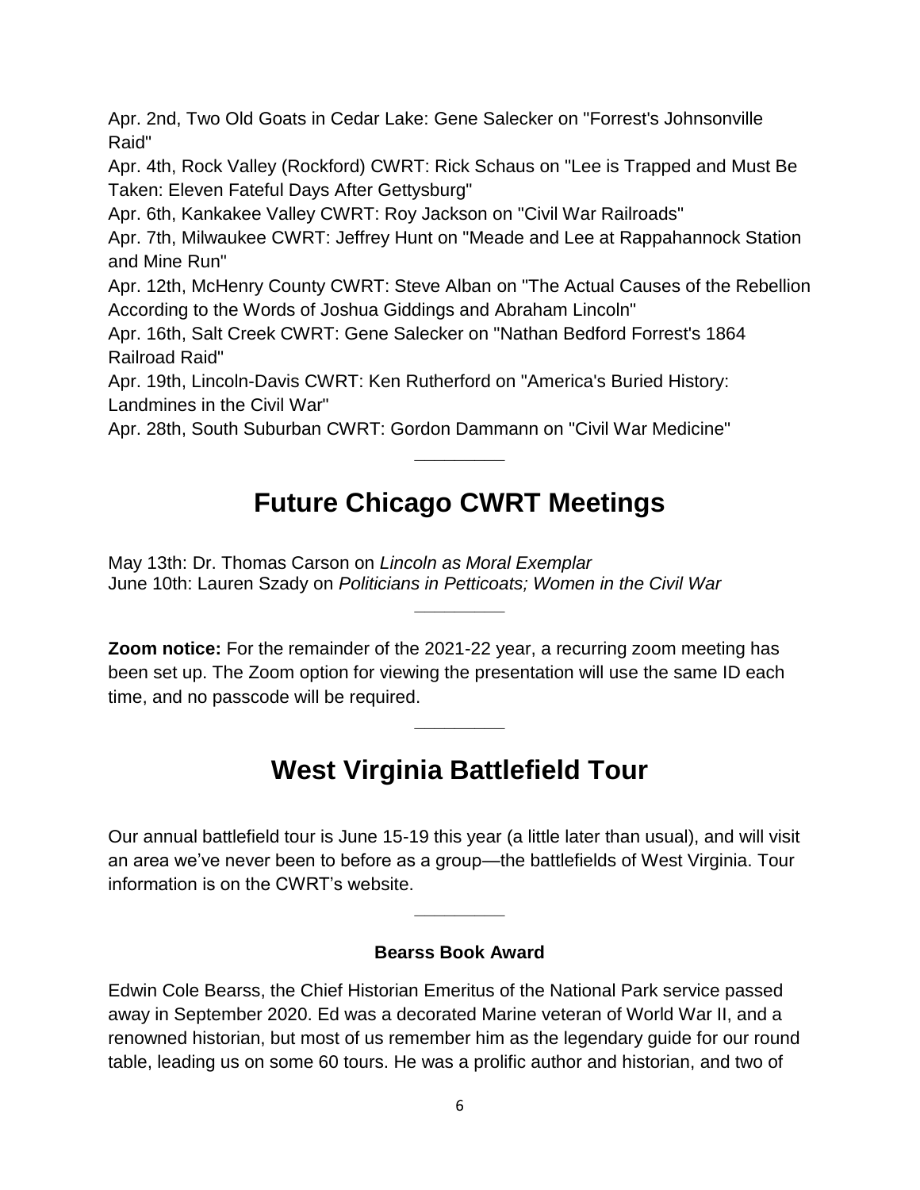Apr. 2nd, Two Old Goats in Cedar Lake: Gene Salecker on "Forrest's Johnsonville Raid"
Apr. 4th, Rock Valley (Rockford) CWRT: Rick Schaus on "Lee is Trapped and Must Be Taken: Eleven Fateful Days After Gettysburg"
Apr. 6th, Kankakee Valley CWRT: Roy Jackson on "Civil War Railroads"
Apr. 7th, Milwaukee CWRT: Jeffrey Hunt on "Meade and Lee at Rappahannock Station and Mine Run"
Apr. 12th, McHenry County CWRT: Steve Alban on "The Actual Causes of the Rebellion According to the Words of Joshua Giddings and Abraham Lincoln"
Apr. 16th, Salt Creek CWRT: Gene Salecker on "Nathan Bedford Forrest's 1864 Railroad Raid"
Apr. 19th, Lincoln-Davis CWRT: Ken Rutherford on "America's Buried History: Landmines in the Civil War"
Apr. 28th, South Suburban CWRT: Gordon Dammann on "Civil War Medicine"

---

# Future Chicago CWRT Meetings

May 13th: Dr. Thomas Carson on *Lincoln as Moral Exemplar*
June 10th: Lauren Szady on *Politicians in Petticoats; Women in the Civil War*

---

**Zoom notice:** For the remainder of the 2021-22 year, a recurring zoom meeting has been set up. The Zoom option for viewing the presentation will use the same ID each time, and no passcode will be required.

---

# West Virginia Battlefield Tour

Our annual battlefield tour is June 15-19 this year (a little later than usual), and will visit an area we've never been to before as a group—the battlefields of West Virginia. Tour information is on the CWRT's website.

---

### Bearss Book Award

Edwin Cole Bearss, the Chief Historian Emeritus of the National Park service passed away in September 2020. Ed was a decorated Marine veteran of World War II, and a renowned historian, but most of us remember him as the legendary guide for our round table, leading us on some 60 tours. He was a prolific author and historian, and two of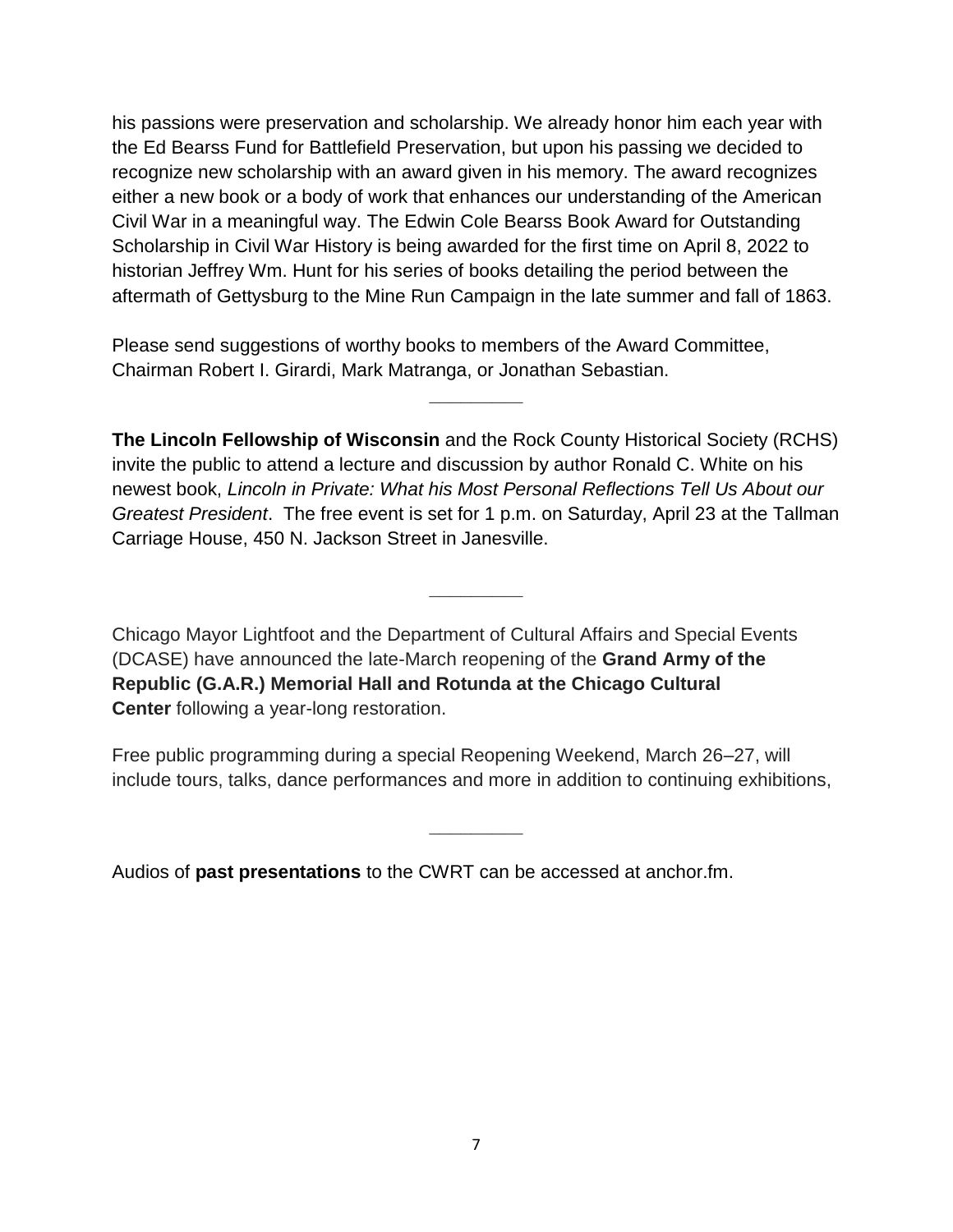his passions were preservation and scholarship. We already honor him each year with the Ed Bearss Fund for Battlefield Preservation, but upon his passing we decided to recognize new scholarship with an award given in his memory. The award recognizes either a new book or a body of work that enhances our understanding of the American Civil War in a meaningful way. The Edwin Cole Bearss Book Award for Outstanding Scholarship in Civil War History is being awarded for the first time on April 8, 2022 to historian Jeffrey Wm. Hunt for his series of books detailing the period between the aftermath of Gettysburg to the Mine Run Campaign in the late summer and fall of 1863.

Please send suggestions of worthy books to members of the Award Committee, Chairman Robert I. Girardi, Mark Matranga, or Jonathan Sebastian.

---

**The Lincoln Fellowship of Wisconsin** and the Rock County Historical Society (RCHS) invite the public to attend a lecture and discussion by author Ronald C. White on his newest book, *Lincoln in Private: What his Most Personal Reflections Tell Us About our Greatest President*. The free event is set for 1 p.m. on Saturday, April 23 at the Tallman Carriage House, 450 N. Jackson Street in Janesville.

---

Chicago Mayor Lightfoot and the Department of Cultural Affairs and Special Events (DCASE) have announced the late-March reopening of the **Grand Army of the Republic (G.A.R.) Memorial Hall and Rotunda at the Chicago Cultural Center** following a year-long restoration.

Free public programming during a special Reopening Weekend, March 26–27, will include tours, talks, dance performances and more in addition to continuing exhibitions,

---

Audios of **past presentations** to the CWRT can be accessed at anchor.fm.